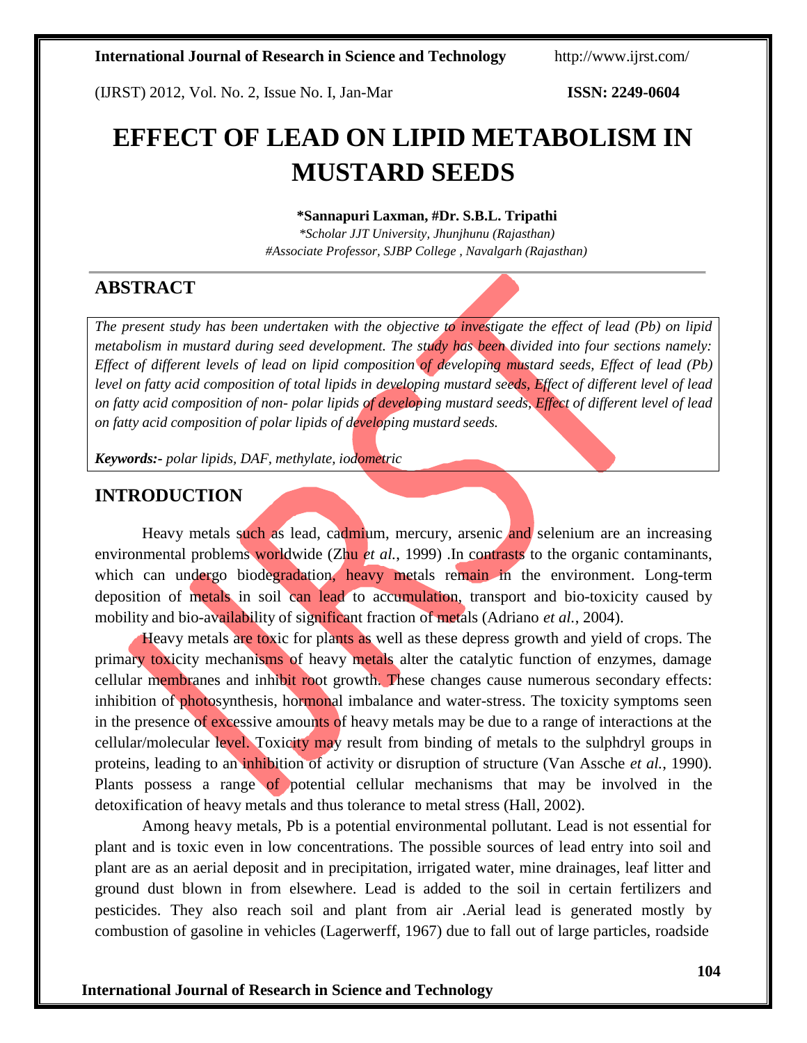# EFFECT OF LEAD ON LIPID METABOLISM IN MUSTARD SEEDS

**\*Sannapuri Laxman, #Dr. S.B.L. Tripathi**

*\*Scholar JJT University, Jhunjhunu (Rajasthan)*
*#Associate Professor, SJBP College , Navalgarh (Rajasthan)*

## ABSTRACT

*The present study has been undertaken with the objective to investigate the effect of lead (Pb) on lipid metabolism in mustard during seed development. The study has been divided into four sections namely: Effect of different levels of lead on lipid composition of developing mustard seeds, Effect of lead (Pb) level on fatty acid composition of total lipids in developing mustard seeds, Effect of different level of lead on fatty acid composition of non- polar lipids of developing mustard seeds, Effect of different level of lead on fatty acid composition of polar lipids of developing mustard seeds.*

***Keywords:-*** *polar lipids, DAF, methylate, iodometric*

## INTRODUCTION

Heavy metals such as lead, cadmium, mercury, arsenic and selenium are an increasing environmental problems worldwide (Zhu *et al.*, 1999) .In contrasts to the organic contaminants, which can undergo biodegradation, heavy metals remain in the environment. Long-term deposition of metals in soil can lead to accumulation, transport and bio-toxicity caused by mobility and bio-availability of significant fraction of metals (Adriano *et al.*, 2004).

Heavy metals are toxic for plants as well as these depress growth and yield of crops. The primary toxicity mechanisms of heavy metals alter the catalytic function of enzymes, damage cellular membranes and inhibit root growth. These changes cause numerous secondary effects: inhibition of photosynthesis, hormonal imbalance and water-stress. The toxicity symptoms seen in the presence of excessive amounts of heavy metals may be due to a range of interactions at the cellular/molecular level. Toxicity may result from binding of metals to the sulphdryl groups in proteins, leading to an inhibition of activity or disruption of structure (Van Assche *et al.*, 1990). Plants possess a range of potential cellular mechanisms that may be involved in the detoxification of heavy metals and thus tolerance to metal stress (Hall, 2002).

Among heavy metals, Pb is a potential environmental pollutant. Lead is not essential for plant and is toxic even in low concentrations. The possible sources of lead entry into soil and plant are as an aerial deposit and in precipitation, irrigated water, mine drainages, leaf litter and ground dust blown in from elsewhere. Lead is added to the soil in certain fertilizers and pesticides. They also reach soil and plant from air .Aerial lead is generated mostly by combustion of gasoline in vehicles (Lagerwerff, 1967) due to fall out of large particles, roadside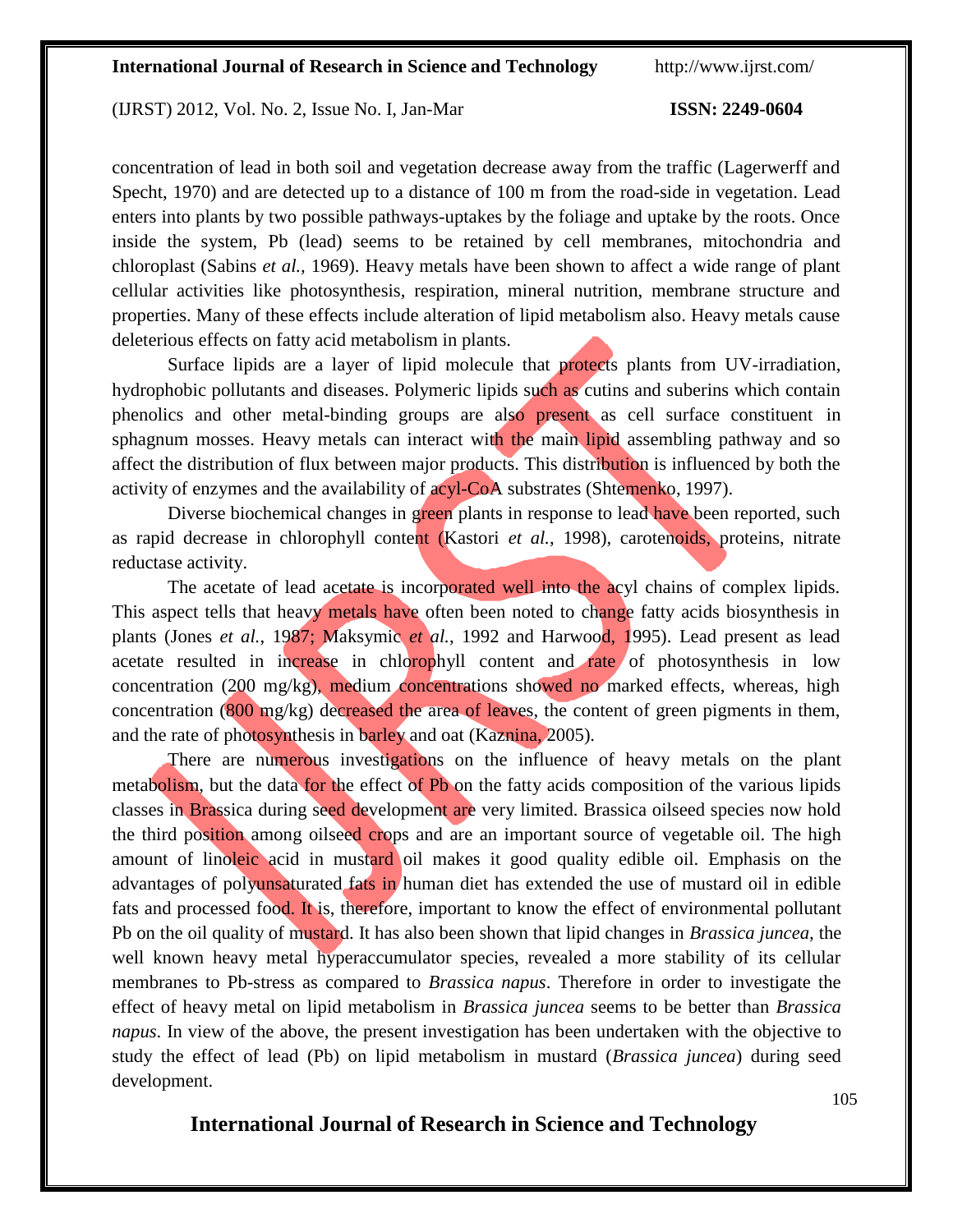concentration of lead in both soil and vegetation decrease away from the traffic (Lagerwerff and Specht, 1970) and are detected up to a distance of 100 m from the road-side in vegetation. Lead enters into plants by two possible pathways-uptakes by the foliage and uptake by the roots. Once inside the system, Pb (lead) seems to be retained by cell membranes, mitochondria and chloroplast (Sabins *et al.,* 1969). Heavy metals have been shown to affect a wide range of plant cellular activities like photosynthesis, respiration, mineral nutrition, membrane structure and properties. Many of these effects include alteration of lipid metabolism also. Heavy metals cause deleterious effects on fatty acid metabolism in plants.

Surface lipids are a layer of lipid molecule that protects plants from UV-irradiation, hydrophobic pollutants and diseases. Polymeric lipids such as cutins and suberins which contain phenolics and other metal-binding groups are also present as cell surface constituent in sphagnum mosses. Heavy metals can interact with the main lipid assembling pathway and so affect the distribution of flux between major products. This distribution is influenced by both the activity of enzymes and the availability of acyl-CoA substrates (Shtemenko, 1997).

Diverse biochemical changes in green plants in response to lead have been reported, such as rapid decrease in chlorophyll content (Kastori *et al.*, 1998), carotenoids, proteins, nitrate reductase activity.

The acetate of lead acetate is incorporated well into the acyl chains of complex lipids. This aspect tells that heavy metals have often been noted to change fatty acids biosynthesis in plants (Jones *et al.*, 1987; Maksymic *et al.*, 1992 and Harwood, 1995). Lead present as lead acetate resulted in increase in chlorophyll content and rate of photosynthesis in low concentration (200 mg/kg), medium concentrations showed no marked effects, whereas, high concentration (800 mg/kg) decreased the area of leaves, the content of green pigments in them, and the rate of photosynthesis in barley and oat (Kaznina, 2005).

There are numerous investigations on the influence of heavy metals on the plant metabolism, but the data for the effect of Pb on the fatty acids composition of the various lipids classes in Brassica during seed development are very limited. Brassica oilseed species now hold the third position among oilseed crops and are an important source of vegetable oil. The high amount of linoleic acid in mustard oil makes it good quality edible oil. Emphasis on the advantages of polyunsaturated fats in human diet has extended the use of mustard oil in edible fats and processed food. It is, therefore, important to know the effect of environmental pollutant Pb on the oil quality of mustard. It has also been shown that lipid changes in *Brassica juncea,* the well known heavy metal hyperaccumulator species, revealed a more stability of its cellular membranes to Pb-stress as compared to *Brassica napus*. Therefore in order to investigate the effect of heavy metal on lipid metabolism in *Brassica juncea* seems to be better than *Brassica napus*. In view of the above, the present investigation has been undertaken with the objective to study the effect of lead (Pb) on lipid metabolism in mustard (*Brassica juncea*) during seed development.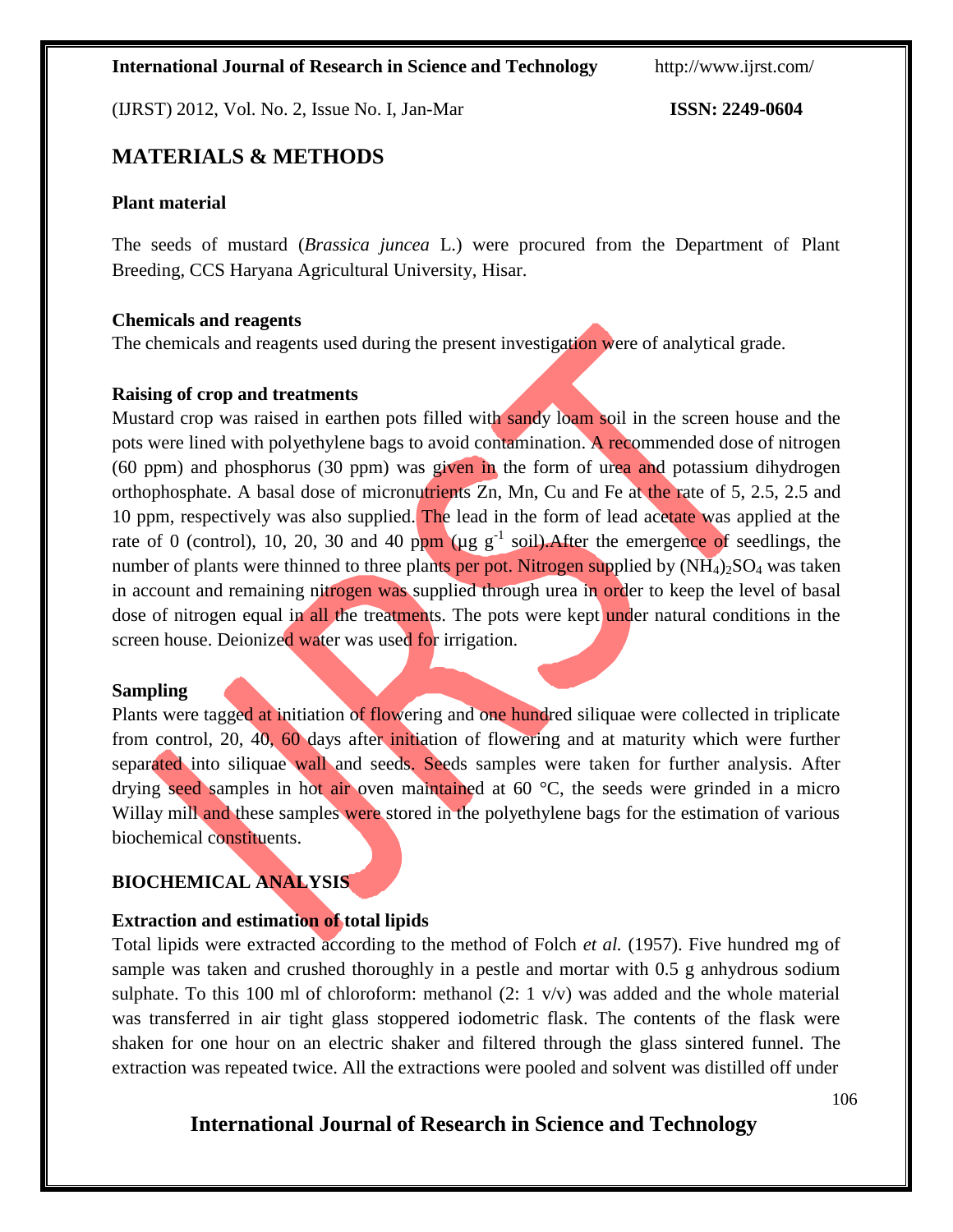## MATERIALS & METHODS

### Plant material

The seeds of mustard (*Brassica juncea* L.) were procured from the Department of Plant Breeding, CCS Haryana Agricultural University, Hisar.

### Chemicals and reagents

The chemicals and reagents used during the present investigation were of analytical grade.

### Raising of crop and treatments

Mustard crop was raised in earthen pots filled with sandy loam soil in the screen house and the pots were lined with polyethylene bags to avoid contamination. A recommended dose of nitrogen (60 ppm) and phosphorus (30 ppm) was given in the form of urea and potassium dihydrogen orthophosphate. A basal dose of micronutrients Zn, Mn, Cu and Fe at the rate of 5, 2.5, 2.5 and 10 ppm, respectively was also supplied. The lead in the form of lead acetate was applied at the rate of 0 (control), 10, 20, 30 and 40 ppm (µg $g^{-1}$ soil).After the emergence of seedlings, the number of plants were thinned to three plants per pot. Nitrogen supplied by $(NH_4)_2SO_4$ was taken in account and remaining nitrogen was supplied through urea in order to keep the level of basal dose of nitrogen equal in all the treatments. The pots were kept under natural conditions in the screen house. Deionized water was used for irrigation.

### Sampling

Plants were tagged at initiation of flowering and one hundred siliquae were collected in triplicate from control, 20, 40, 60 days after initiation of flowering and at maturity which were further separated into siliquae wall and seeds. Seeds samples were taken for further analysis. After drying seed samples in hot air oven maintained at 60 °C, the seeds were grinded in a micro Willay mill and these samples were stored in the polyethylene bags for the estimation of various biochemical constituents.

## BIOCHEMICAL ANALYSIS

### Extraction and estimation of total lipids

Total lipids were extracted according to the method of Folch *et al.* (1957). Five hundred mg of sample was taken and crushed thoroughly in a pestle and mortar with 0.5 g anhydrous sodium sulphate. To this 100 ml of chloroform: methanol (2: 1 v/v) was added and the whole material was transferred in air tight glass stoppered iodometric flask. The contents of the flask were shaken for one hour on an electric shaker and filtered through the glass sintered funnel. The extraction was repeated twice. All the extractions were pooled and solvent was distilled off under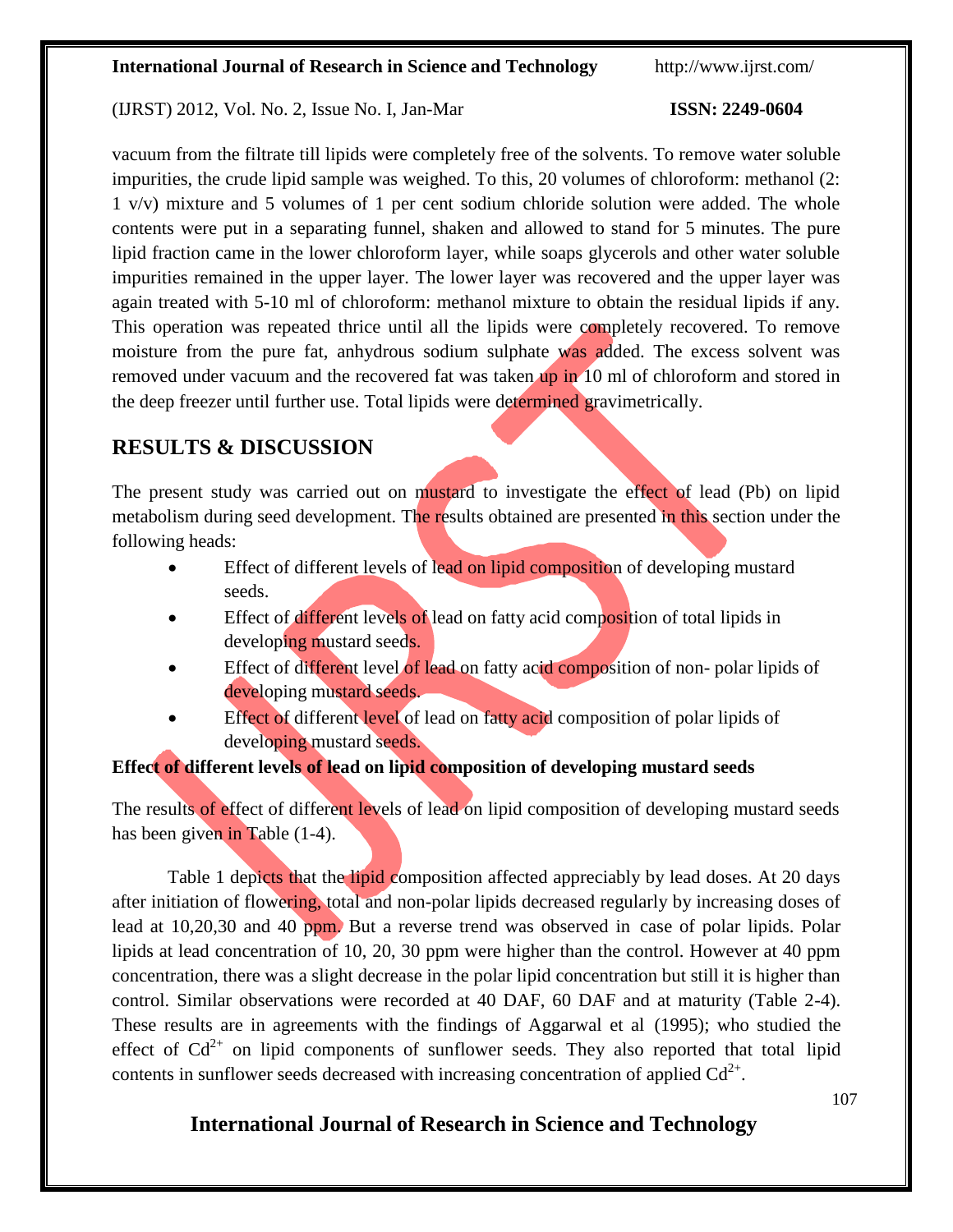vacuum from the filtrate till lipids were completely free of the solvents. To remove water soluble impurities, the crude lipid sample was weighed. To this, 20 volumes of chloroform: methanol (2: 1 v/v) mixture and 5 volumes of 1 per cent sodium chloride solution were added. The whole contents were put in a separating funnel, shaken and allowed to stand for 5 minutes. The pure lipid fraction came in the lower chloroform layer, while soaps glycerols and other water soluble impurities remained in the upper layer. The lower layer was recovered and the upper layer was again treated with 5-10 ml of chloroform: methanol mixture to obtain the residual lipids if any. This operation was repeated thrice until all the lipids were completely recovered. To remove moisture from the pure fat, anhydrous sodium sulphate was added. The excess solvent was removed under vacuum and the recovered fat was taken up in 10 ml of chloroform and stored in the deep freezer until further use. Total lipids were determined gravimetrically.

## RESULTS & DISCUSSION

The present study was carried out on mustard to investigate the effect of lead (Pb) on lipid metabolism during seed development. The results obtained are presented in this section under the following heads:

- Effect of different levels of lead on lipid composition of developing mustard seeds.
- Effect of different levels of lead on fatty acid composition of total lipids in developing mustard seeds.
- Effect of different level of lead on fatty acid composition of non- polar lipids of developing mustard seeds.
- Effect of different level of lead on fatty acid composition of polar lipids of developing mustard seeds.

**Effect of different levels of lead on lipid composition of developing mustard seeds**

The results of effect of different levels of lead on lipid composition of developing mustard seeds has been given in Table (1-4).

Table 1 depicts that the lipid composition affected appreciably by lead doses. At 20 days after initiation of flowering, total and non-polar lipids decreased regularly by increasing doses of lead at 10,20,30 and 40 ppm. But a reverse trend was observed in case of polar lipids. Polar lipids at lead concentration of 10, 20, 30 ppm were higher than the control. However at 40 ppm concentration, there was a slight decrease in the polar lipid concentration but still it is higher than control. Similar observations were recorded at 40 DAF, 60 DAF and at maturity (Table 2-4). These results are in agreements with the findings of Aggarwal et al (1995); who studied the effect of $Cd^{2+}$ on lipid components of sunflower seeds. They also reported that total lipid contents in sunflower seeds decreased with increasing concentration of applied $Cd^{2+}$.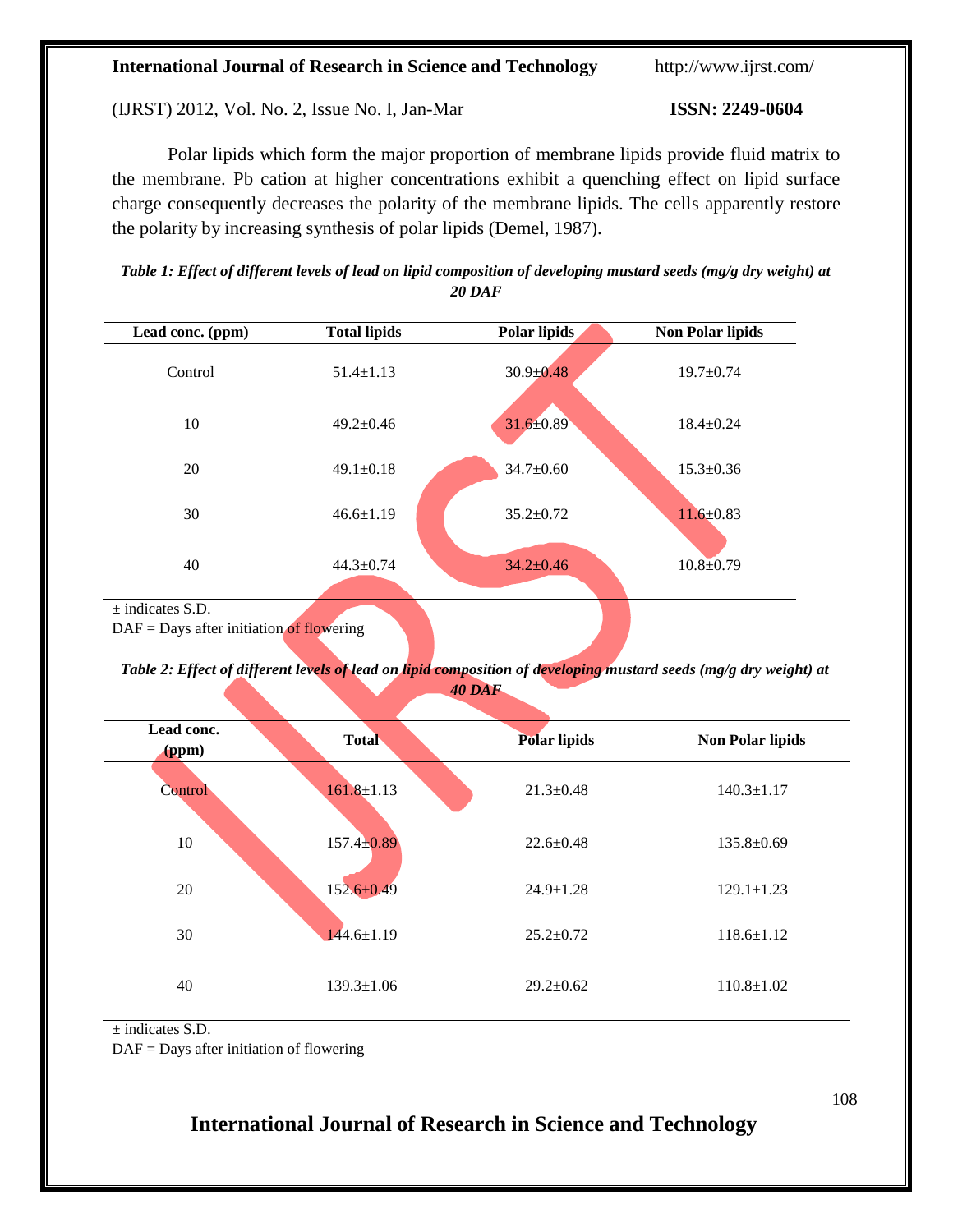Polar lipids which form the major proportion of membrane lipids provide fluid matrix to the membrane. Pb cation at higher concentrations exhibit a quenching effect on lipid surface charge consequently decreases the polarity of the membrane lipids. The cells apparently restore the polarity by increasing synthesis of polar lipids (Demel, 1987).

***Table 1: Effect of different levels of lead on lipid composition of developing mustard seeds (mg/g dry weight) at 20 DAF***

| Lead conc. (ppm) | Total lipids | Polar lipids | Non Polar lipids |
|---|---|---|---|
| Control | 51.4±1.13 | 30.9±0.48 | 19.7±0.74 |
| 10 | 49.2±0.46 | 31.6±0.89 | 18.4±0.24 |
| 20 | 49.1±0.18 | 34.7±0.60 | 15.3±0.36 |
| 30 | 46.6±1.19 | 35.2±0.72 | 11.6±0.83 |
| 40 | 44.3±0.74 | 34.2±0.46 | 10.8±0.79 |

± indicates S.D.
DAF = Days after initiation of flowering

***Table 2: Effect of different levels of lead on lipid composition of developing mustard seeds (mg/g dry weight) at 40 DAF***

| Lead conc. (ppm) | Total | Polar lipids | Non Polar lipids |
|---|---|---|---|
| Control | 161.8±1.13 | 21.3±0.48 | 140.3±1.17 |
| 10 | 157.4±0.89 | 22.6±0.48 | 135.8±0.69 |
| 20 | 152.6±0.49 | 24.9±1.28 | 129.1±1.23 |
| 30 | 144.6±1.19 | 25.2±0.72 | 118.6±1.12 |
| 40 | 139.3±1.06 | 29.2±0.62 | 110.8±1.02 |

± indicates S.D.
DAF = Days after initiation of flowering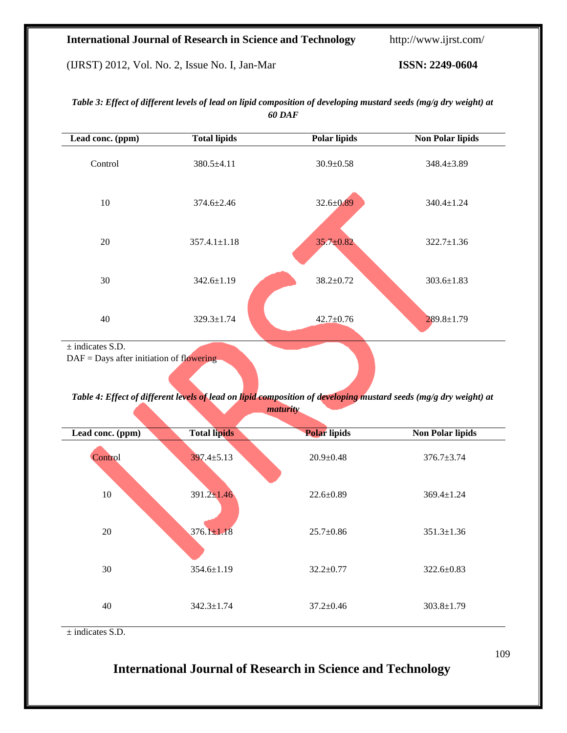*Table 3: Effect of different levels of lead on lipid composition of developing mustard seeds (mg/g dry weight) at 60 DAF*

| Lead conc. (ppm) | Total lipids | Polar lipids | Non Polar lipids |
|---|---|---|---|
| Control | 380.5±4.11 | 30.9±0.58 | 348.4±3.89 |
| 10 | 374.6±2.46 | 32.6±0.89 | 340.4±1.24 |
| 20 | 357.4.1±1.18 | 35.7±0.82 | 322.7±1.36 |
| 30 | 342.6±1.19 | 38.2±0.72 | 303.6±1.83 |
| 40 | 329.3±1.74 | 42.7±0.76 | 289.8±1.79 |

± indicates S.D.

DAF = Days after initiation of flowering

*Table 4: Effect of different levels of lead on lipid composition of developing mustard seeds (mg/g dry weight) at maturity*

| Lead conc. (ppm) | Total lipids | Polar lipids | Non Polar lipids |
|---|---|---|---|
| Control | 397.4±5.13 | 20.9±0.48 | 376.7±3.74 |
| 10 | 391.2±1.46 | 22.6±0.89 | 369.4±1.24 |
| 20 | 376.1±1.18 | 25.7±0.86 | 351.3±1.36 |
| 30 | 354.6±1.19 | 32.2±0.77 | 322.6±0.83 |
| 40 | 342.3±1.74 | 37.2±0.46 | 303.8±1.79 |

± indicates S.D.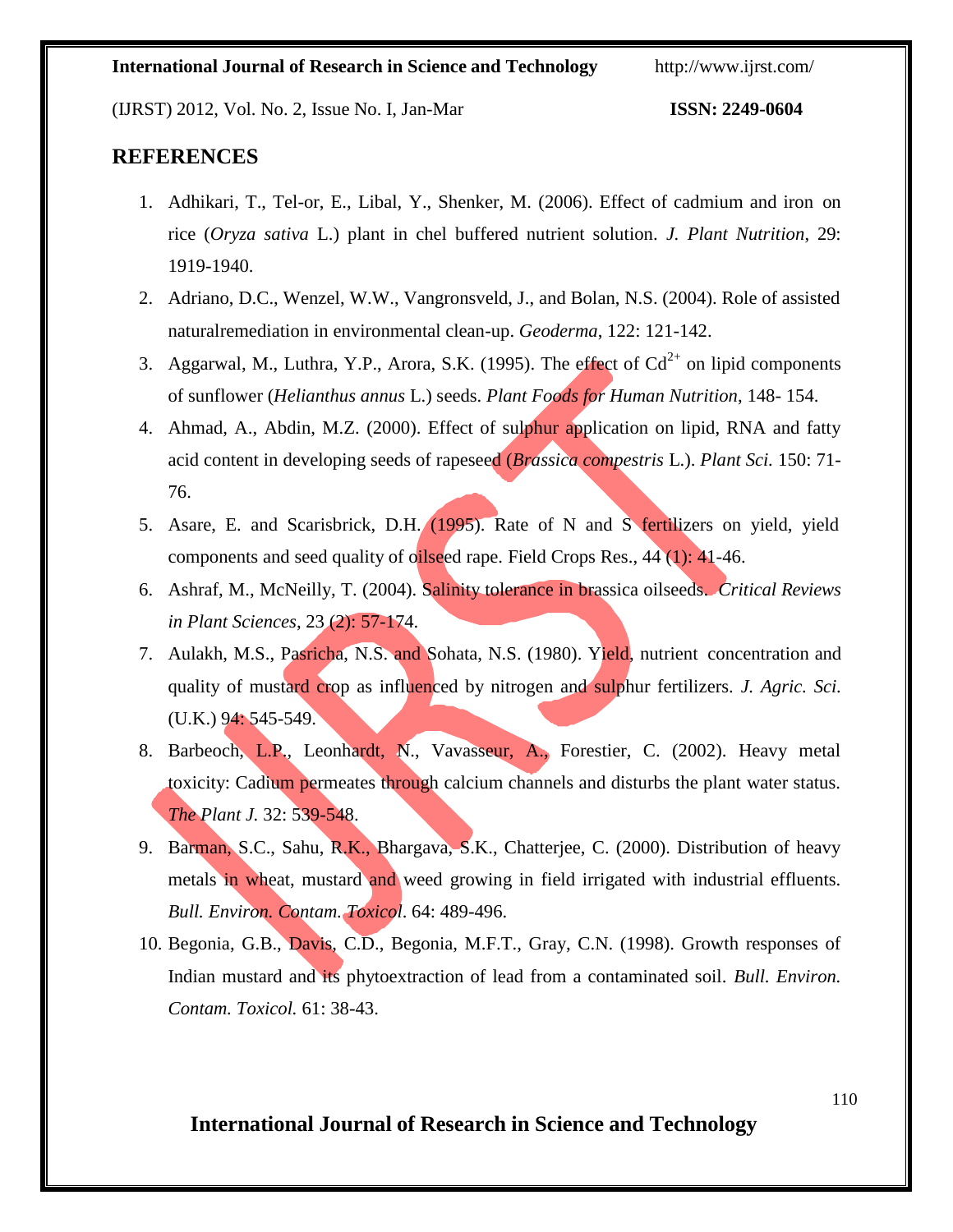## REFERENCES

1. Adhikari, T., Tel-or, E., Libal, Y., Shenker, M. (2006). Effect of cadmium and iron on rice (*Oryza sativa* L.) plant in chel buffered nutrient solution. *J. Plant Nutrition*, 29: 1919-1940.
2. Adriano, D.C., Wenzel, W.W., Vangronsveld, J., and Bolan, N.S. (2004). Role of assisted naturalremediation in environmental clean-up. *Geoderma*, 122: 121-142.
3. Aggarwal, M., Luthra, Y.P., Arora, S.K. (1995). The effect of $Cd^{2+}$ on lipid components of sunflower (*Helianthus annus* L.) seeds. *Plant Foods for Human Nutrition*, 148- 154.
4. Ahmad, A., Abdin, M.Z. (2000). Effect of sulphur application on lipid, RNA and fatty acid content in developing seeds of rapeseed (*Brassica compestris* L.). *Plant Sci.* 150: 71-76.
5. Asare, E. and Scarisbrick, D.H. (1995). Rate of N and S fertilizers on yield, yield components and seed quality of oilseed rape. Field Crops Res., 44 (1): 41-46.
6. Ashraf, M., McNeilly, T. (2004). Salinity tolerance in brassica oilseeds. *Critical Reviews in Plant Sciences*, 23 (2): 57-174.
7. Aulakh, M.S., Pasricha, N.S. and Sohata, N.S. (1980). Yield, nutrient concentration and quality of mustard crop as influenced by nitrogen and sulphur fertilizers. *J. Agric. Sci.* (U.K.) 94: 545-549.
8. Barbeoch, L.P., Leonhardt, N., Vavasseur, A., Forestier, C. (2002). Heavy metal toxicity: Cadium permeates through calcium channels and disturbs the plant water status. *The Plant J.* 32: 539-548.
9. Barman, S.C., Sahu, R.K., Bhargava, S.K., Chatterjee, C. (2000). Distribution of heavy metals in wheat, mustard and weed growing in field irrigated with industrial effluents. *Bull. Environ. Contam. Toxicol*. 64: 489-496.
10. Begonia, G.B., Davis, C.D., Begonia, M.F.T., Gray, C.N. (1998). Growth responses of Indian mustard and its phytoextraction of lead from a contaminated soil. *Bull. Environ. Contam. Toxicol.* 61: 38-43.